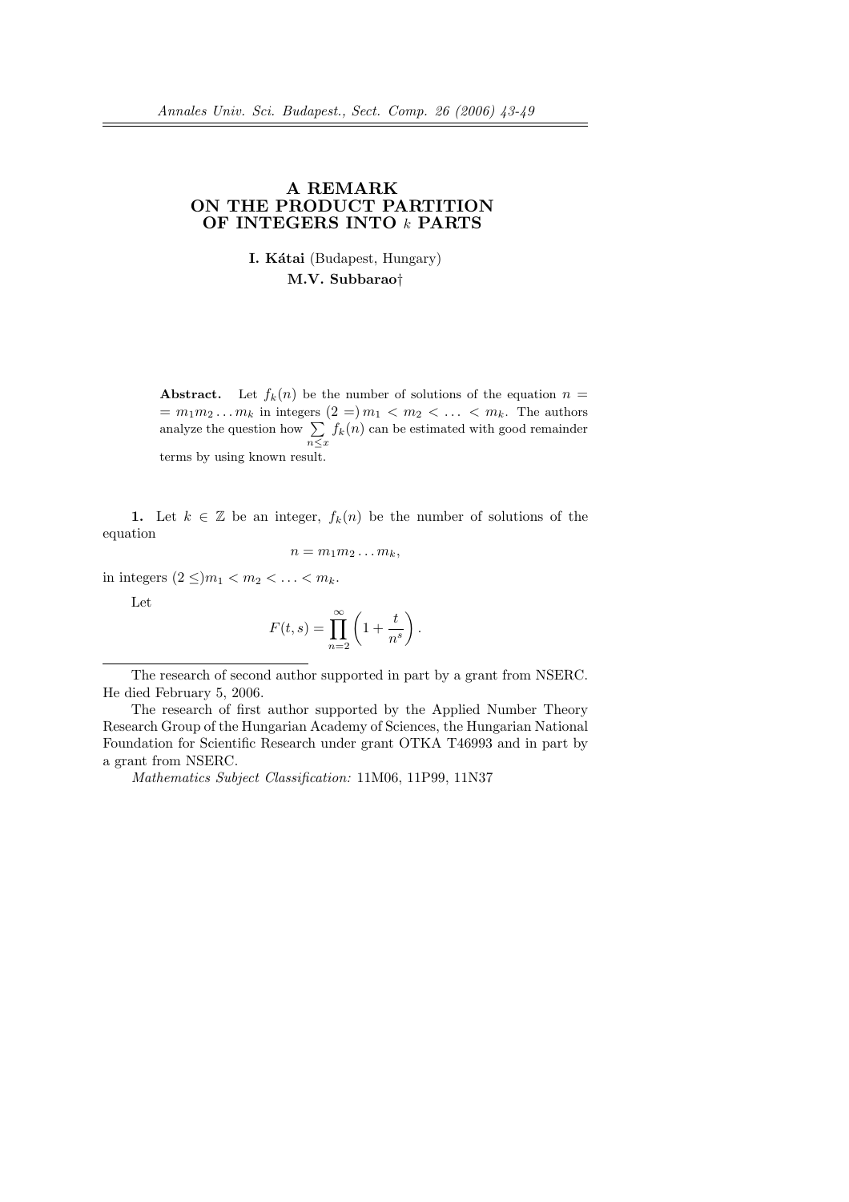# A REMARK ON THE PRODUCT PARTITION OF INTEGERS INTO $k$ PARTS

**I. Kátai** (Budapest, Hungary)

**M.V. Subbarao†**

**Abstract.** Let $f_k(n)$ be the number of solutions of the equation $n = m_1 m_2 \dots m_k$ in integers $(2 =) m_1 < m_2 < \dots < m_k$. The authors analyze the question how $\sum_{n \le x} f_k(n)$ can be estimated with good remainder terms by using known result.

**1.** Let $k \in \mathbb{Z}$ be an integer, $f_k(n)$ be the number of solutions of the equation

$$n = m_1 m_2 \dots m_k,$$

in integers $(2 \le) m_1 < m_2 < \dots < m_k$.

Let

$$F(t, s) = \prod_{n=2}^{\infty} \left( 1 + \frac{t}{n^s} \right).$$

---

The research of second author supported in part by a grant from NSERC. He died February 5, 2006.

The research of first author supported by the Applied Number Theory Research Group of the Hungarian Academy of Sciences, the Hungarian National Foundation for Scientific Research under grant OTKA T46993 and in part by a grant from NSERC.

*Mathematics Subject Classification:* 11M06, 11P99, 11N37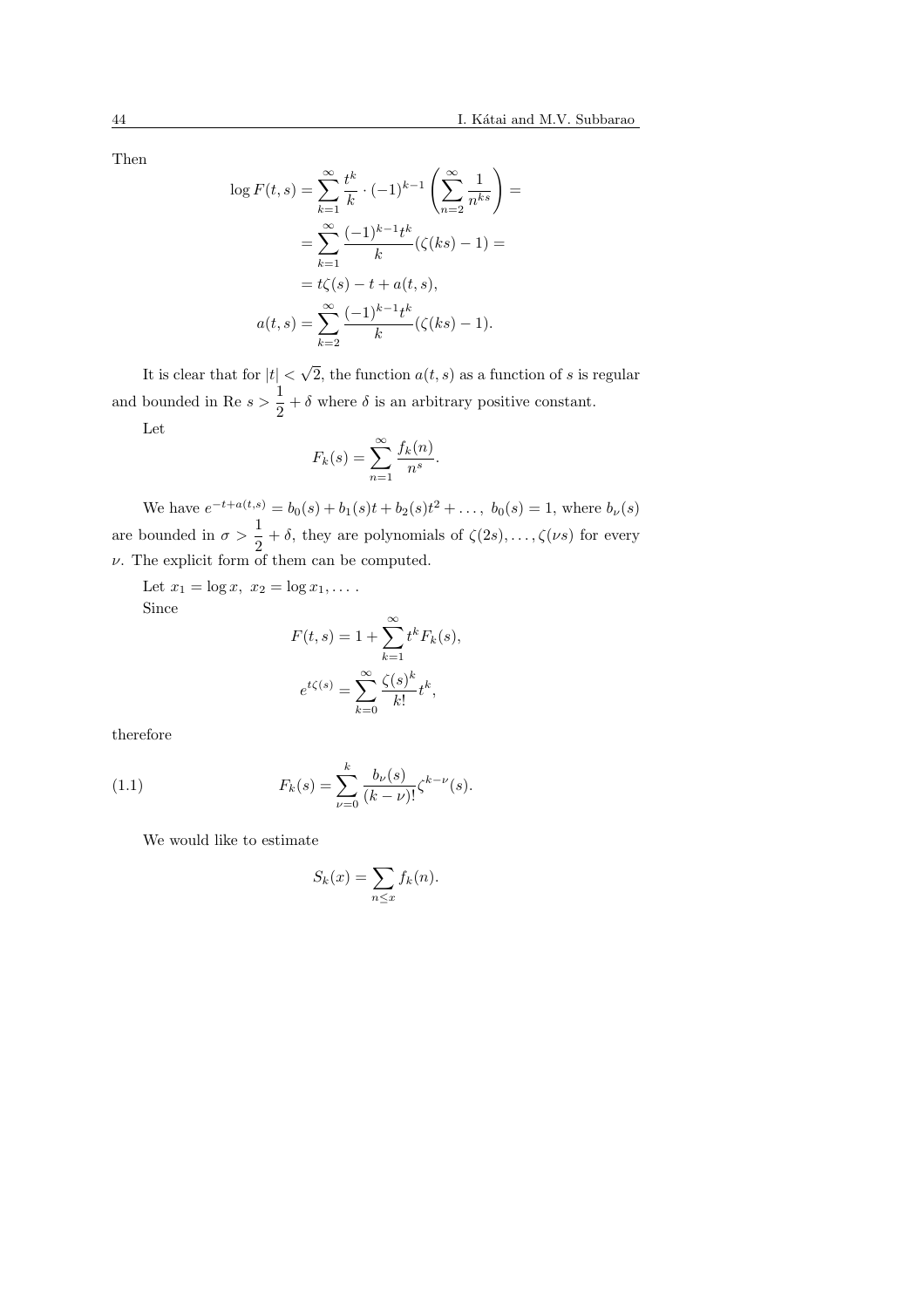Then

$$
\begin{aligned}
\log F(t,s) &= \sum_{k=1}^{\infty} \frac{t^k}{k} \cdot (-1)^{k-1} \left( \sum_{n=2}^{\infty} \frac{1}{n^{ks}} \right) = \\
&= \sum_{k=1}^{\infty} \frac{(-1)^{k-1} t^k}{k} (\zeta(ks) - 1) = \\
&= t\zeta(s) - t + a(t,s), \\
a(t,s) &= \sum_{k=2}^{\infty} \frac{(-1)^{k-1} t^k}{k} (\zeta(ks) - 1).
\end{aligned}
$$

It is clear that for $|t| < \sqrt{2}$, the function $a(t,s)$ as a function of $s$ is regular and bounded in $\operatorname{Re} s > \frac{1}{2} + \delta$ where $\delta$ is an arbitrary positive constant.

Let

$$
F_k(s) = \sum_{n=1}^{\infty} \frac{f_k(n)}{n^s}.
$$

We have $e^{-t+a(t,s)} = b_0(s) + b_1(s)t + b_2(s)t^2 + \dots,\ b_0(s) = 1$, where $b_\nu(s)$ are bounded in $\sigma > \frac{1}{2} + \delta$, they are polynomials of $\zeta(2s), \dots, \zeta(\nu s)$ for every $\nu$. The explicit form of them can be computed.

Let $x_1 = \log x,\ x_2 = \log x_1, \dots$ .

Since

$$
\begin{aligned}
F(t,s) &= 1 + \sum_{k=1}^{\infty} t^k F_k(s), \\
e^{t\zeta(s)} &= \sum_{k=0}^{\infty} \frac{\zeta(s)^k}{k!} t^k,
\end{aligned}
$$

therefore

$$
F_k(s) = \sum_{\nu=0}^{k} \frac{b_\nu(s)}{(k-\nu)!} \zeta^{k-\nu}(s). \tag{1.1}
$$

We would like to estimate

$$
S_k(x) = \sum_{n \le x} f_k(n).
$$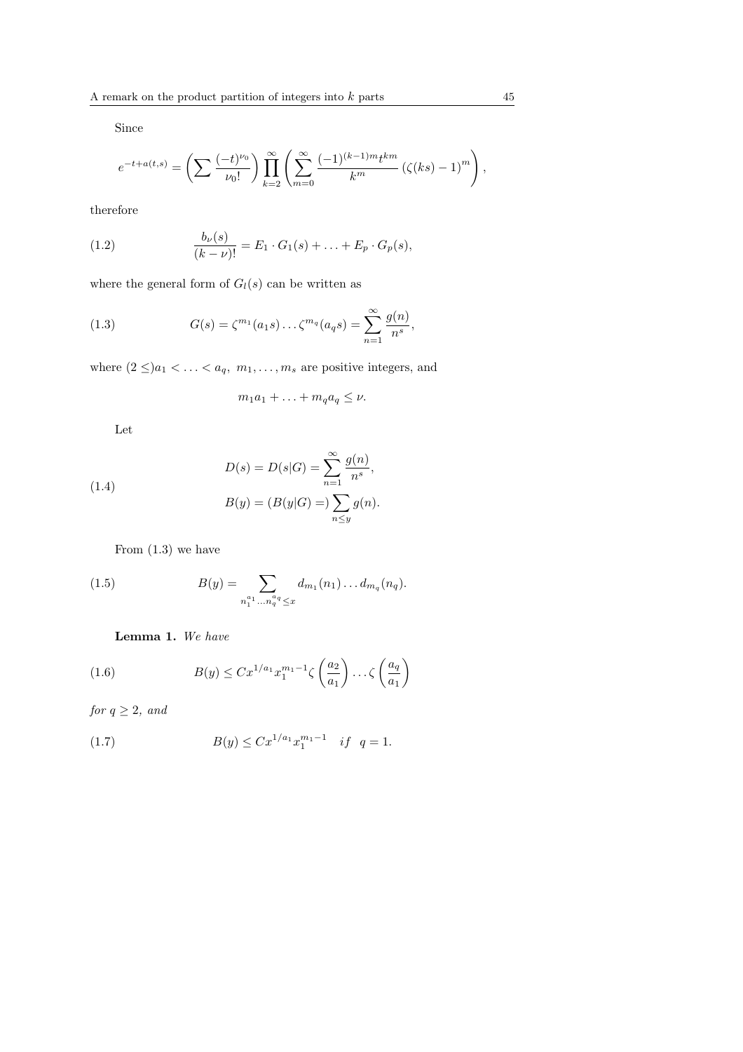Since

$$e^{-t+a(t,s)} = \left( \sum \frac{(-t)^{\nu_0}}{\nu_0!} \right) \prod_{k=2}^{\infty} \left( \sum_{m=0}^{\infty} \frac{(-1)^{(k-1)m} t^{km}}{k^m} \left(\zeta(ks) - 1\right)^m \right),$$

therefore

$$\frac{b_\nu(s)}{(k-\nu)!} = E_1 \cdot G_1(s) + \ldots + E_p \cdot G_p(s), \tag{1.2}$$

where the general form of $G_l(s)$ can be written as

$$G(s) = \zeta^{m_1}(a_1 s) \ldots \zeta^{m_q}(a_q s) = \sum_{n=1}^{\infty} \frac{g(n)}{n^s}, \tag{1.3}$$

where $(2 \leq) a_1 < \ldots < a_q$, $m_1, \ldots, m_s$ are positive integers, and

$$m_1 a_1 + \ldots + m_q a_q \leq \nu.$$

Let

$$\begin{aligned} D(s) &= D(s|G) = \sum_{n=1}^{\infty} \frac{g(n)}{n^s}, \\ B(y) &= (B(y|G) =) \sum_{n \leq y} g(n). \end{aligned} \tag{1.4}$$

From (1.3) we have

$$B(y) = \sum_{n_1^{a_1} \ldots n_q^{a_q} \leq x} d_{m_1}(n_1) \ldots d_{m_q}(n_q). \tag{1.5}$$

**Lemma 1.** *We have*

$$B(y) \leq C x^{1/a_1} x_1^{m_1 - 1} \zeta\left(\frac{a_2}{a_1}\right) \ldots \zeta\left(\frac{a_q}{a_1}\right) \tag{1.6}$$

*for* $q \geq 2$*, and*

$$B(y) \leq C x^{1/a_1} x_1^{m_1 - 1} \quad if \quad q = 1. \tag{1.7}$$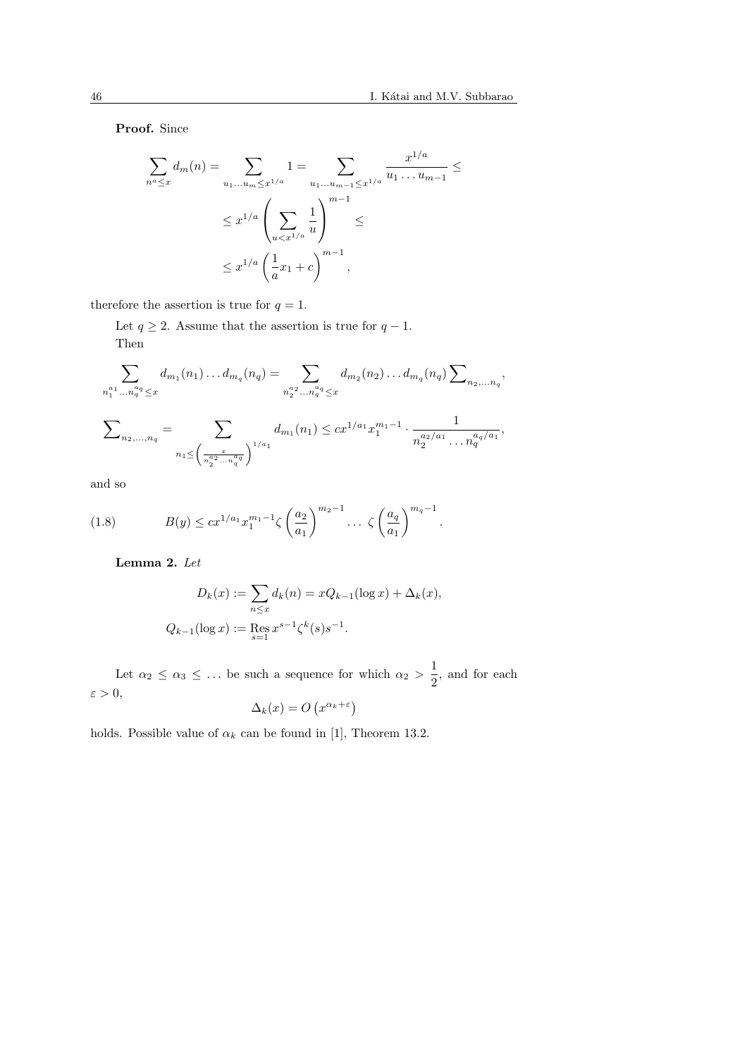**Proof.** Since

$$\sum_{n^a \le x} d_m(n) = \sum_{u_1 \dots u_m \le x^{1/a}} 1 = \sum_{u_1 \dots u_{m-1} \le x^{1/a}} \frac{x^{1/a}}{u_1 \dots u_{m-1}} \le$$
$$\le x^{1/a} \left( \sum_{u < x^{1/a}} \frac{1}{u} \right)^{m-1} \le$$
$$\le x^{1/a} \left( \frac{1}{a} x_1 + c \right)^{m-1},$$

therefore the assertion is true for $q = 1$.

Let $q \ge 2$. Assume that the assertion is true for $q - 1$.

Then

$$\sum_{n_1^{a_1} \dots n_q^{a_q} \le x} d_{m_1}(n_1) \dots d_{m_q}(n_q) = \sum_{n_2^{a_2} \dots n_q^{a_q} \le x} d_{m_2}(n_2) \dots d_{m_q}(n_q) \sum\nolimits_{n_2, \dots n_q},$$

$$\sum\nolimits_{n_2, \dots, n_q} = \sum_{n_1 \le \left( \frac{x}{n_2^{a_2} \dots n_q^{a_q}} \right)^{1/a_1}} d_{m_1}(n_1) \le c x^{1/a_1} x_1^{m_1 - 1} \cdot \frac{1}{n_2^{a_2/a_1} \dots n_q^{a_q/a_1}},$$

and so

$$B(y) \le c x^{1/a_1} x_1^{m_1 - 1} \zeta \left( \frac{a_2}{a_1} \right)^{m_2 - 1} \dots \zeta \left( \frac{a_q}{a_1} \right)^{m_q - 1}. \tag{1.8}$$

**Lemma 2.** *Let*

$$D_k(x) := \sum_{n \le x} d_k(n) = x Q_{k-1}(\log x) + \Delta_k(x),$$
$$Q_{k-1}(\log x) := \operatorname*{Res}_{s=1} x^{s-1} \zeta^k(s) s^{-1}.$$

Let $\alpha_2 \le \alpha_3 \le \dots$ be such a sequence for which $\alpha_2 > \frac{1}{2}$, and for each $\varepsilon > 0$,

$$\Delta_k(x) = O\left(x^{\alpha_k + \varepsilon}\right)$$

holds. Possible value of $\alpha_k$ can be found in [1], Theorem 13.2.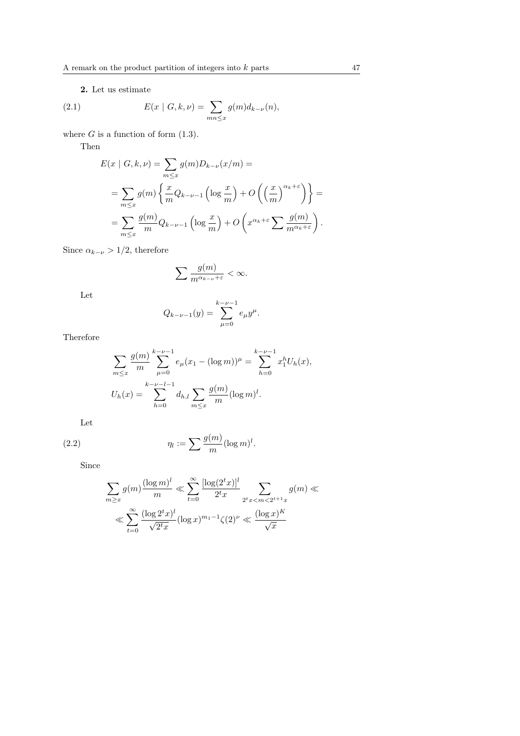**2.** Let us estimate

$$E(x \mid G, k, \nu) = \sum_{mn \leq x} g(m) d_{k-\nu}(n), \tag{2.1}$$

where $G$ is a function of form (1.3).

Then

$$\begin{aligned}
E(x \mid G, k, \nu) &= \sum_{m \leq x} g(m) D_{k-\nu}(x/m) = \\
&= \sum_{m \leq x} g(m) \left\{ \frac{x}{m} Q_{k-\nu-1}\left(\log \frac{x}{m}\right) + O\left(\left(\frac{x}{m}\right)^{\alpha_k + \varepsilon}\right) \right\} = \\
&= \sum_{m \leq x} \frac{g(m)}{m} Q_{k-\nu-1}\left(\log \frac{x}{m}\right) + O\left(x^{\alpha_k + \varepsilon} \sum \frac{g(m)}{m^{\alpha_k + \varepsilon}}\right).
\end{aligned}$$

Since $\alpha_{k-\nu} > 1/2$, therefore

$$\sum \frac{g(m)}{m^{\alpha_{k-\nu}+\varepsilon}} < \infty.$$

Let

$$Q_{k-\nu-1}(y) = \sum_{\mu=0}^{k-\nu-1} e_\mu y^\mu.$$

Therefore

$$\begin{aligned}
&\sum_{m \leq x} \frac{g(m)}{m} \sum_{\mu=0}^{k-\nu-1} e_\mu (x_1 - (\log m))^\mu = \sum_{h=0}^{k-\nu-1} x_1^h U_h(x), \\
&U_h(x) = \sum_{h=0}^{k-\nu-l-1} d_{h,l} \sum_{m \leq x} \frac{g(m)}{m} (\log m)^l.
\end{aligned}$$

Let

$$\eta_l := \sum \frac{g(m)}{m} (\log m)^l. \tag{2.2}$$

Since

$$\begin{aligned}
\sum_{m \geq x} g(m) \frac{(\log m)^l}{m} &\ll \sum_{t=0}^{\infty} \frac{[\log(2^t x)]^l}{2^t x} \sum_{2^t x < m < 2^{t+1} x} g(m) \ll \\
&\ll \sum_{t=0}^{\infty} \frac{(\log 2^t x)^l}{\sqrt{2^t x}} (\log x)^{m_1 - 1} \zeta(2)^\nu \ll \frac{(\log x)^K}{\sqrt{x}}
\end{aligned}$$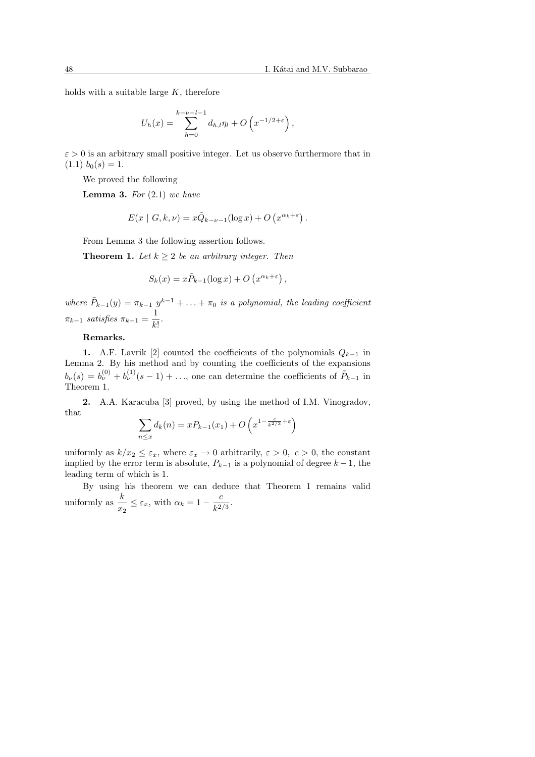holds with a suitable large $K$, therefore

$$U_h(x) = \sum_{h=0}^{k-\nu-l-1} d_{h,l}\eta_l + O\left(x^{-1/2+\varepsilon}\right),$$

$\varepsilon > 0$ is an arbitrary small positive integer. Let us observe furthermore that in (1.1) $b_0(s) = 1$.

We proved the following

**Lemma 3.** *For* (2.1) *we have*

$$E(x \mid G, k, \nu) = x\tilde{Q}_{k-\nu-1}(\log x) + O\left(x^{\alpha_k+\varepsilon}\right).$$

From Lemma 3 the following assertion follows.

**Theorem 1.** *Let $k \geq 2$ be an arbitrary integer. Then*

$$S_k(x) = x\tilde{P}_{k-1}(\log x) + O\left(x^{\alpha_k+\varepsilon}\right),$$

*where $\tilde{P}_{k-1}(y) = \pi_{k-1}\ y^{k-1} + \ldots + \pi_0$ is a polynomial, the leading coefficient $\pi_{k-1}$ satisfies $\pi_{k-1} = \dfrac{1}{k!}$.*

**Remarks.**

**1.** A.F. Lavrik [2] counted the coefficients of the polynomials $Q_{k-1}$ in Lemma 2. By his method and by counting the coefficients of the expansions $b_\nu(s) = b_\nu^{(0)} + b_\nu^{(1)}(s-1) + \ldots$, one can determine the coefficients of $\tilde{P}_{k-1}$ in Theorem 1.

**2.** A.A. Karacuba [3] proved, by using the method of I.M. Vinogradov, that

$$\sum_{n \leq x} d_k(n) = xP_{k-1}(x_1) + O\left(x^{1-\frac{c}{k^{2/3}}+\varepsilon}\right)$$

uniformly as $k/x_2 \leq \varepsilon_x$, where $\varepsilon_x \to 0$ arbitrarily, $\varepsilon > 0,\ c > 0$, the constant implied by the error term is absolute, $P_{k-1}$ is a polynomial of degree $k-1$, the leading term of which is 1.

By using his theorem we can deduce that Theorem 1 remains valid uniformly as $\dfrac{k}{x_2} \leq \varepsilon_x$, with $\alpha_k = 1 - \dfrac{c}{k^{2/3}}$.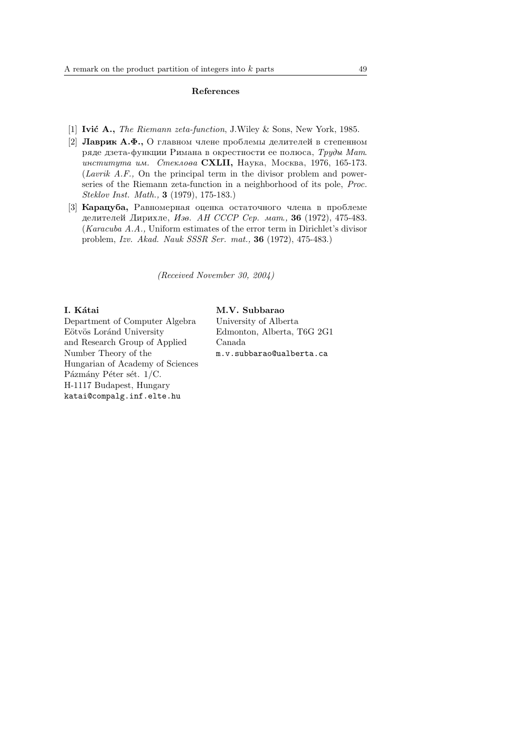## References

[1] **Ivić A.,** *The Riemann zeta-function*, J.Wiley & Sons, New York, 1985.

[2] **Лаврик А.Ф.,** О главном члене проблемы делителей в степенном ряде дзета-функции Римана в окрестности ее полюса, *Труды Мат. института им. Стеклова* **CXLII,** Наука, Москва, 1976, 165-173. (*Lavrik A.F.,* On the principal term in the divisor problem and power-series of the Riemann zeta-function in a neighborhood of its pole, *Proc. Steklov Inst. Math.,* **3** (1979), 175-183.)

[3] **Карацуба,** Равномерная оценка остаточного члена в проблеме делителей Дирихле, *Изв. АН СССР Сер. мат.,* **36** (1972), 475-483. (*Karacuba A.A.,* Uniform estimates of the error term in Dirichlet's divisor problem, *Izv. Akad. Nauk SSSR Ser. mat.,* **36** (1972), 475-483.)

*(Received November 30, 2004)*

**I. Kátai**
Department of Computer Algebra
Eötvös Loránd University
and Research Group of Applied
Number Theory of the
Hungarian of Academy of Sciences
Pázmány Péter sét. 1/C.
H-1117 Budapest, Hungary
katai@compalg.inf.elte.hu

**M.V. Subbarao**
University of Alberta
Edmonton, Alberta, T6G 2G1
Canada
m.v.subbarao@ualberta.ca